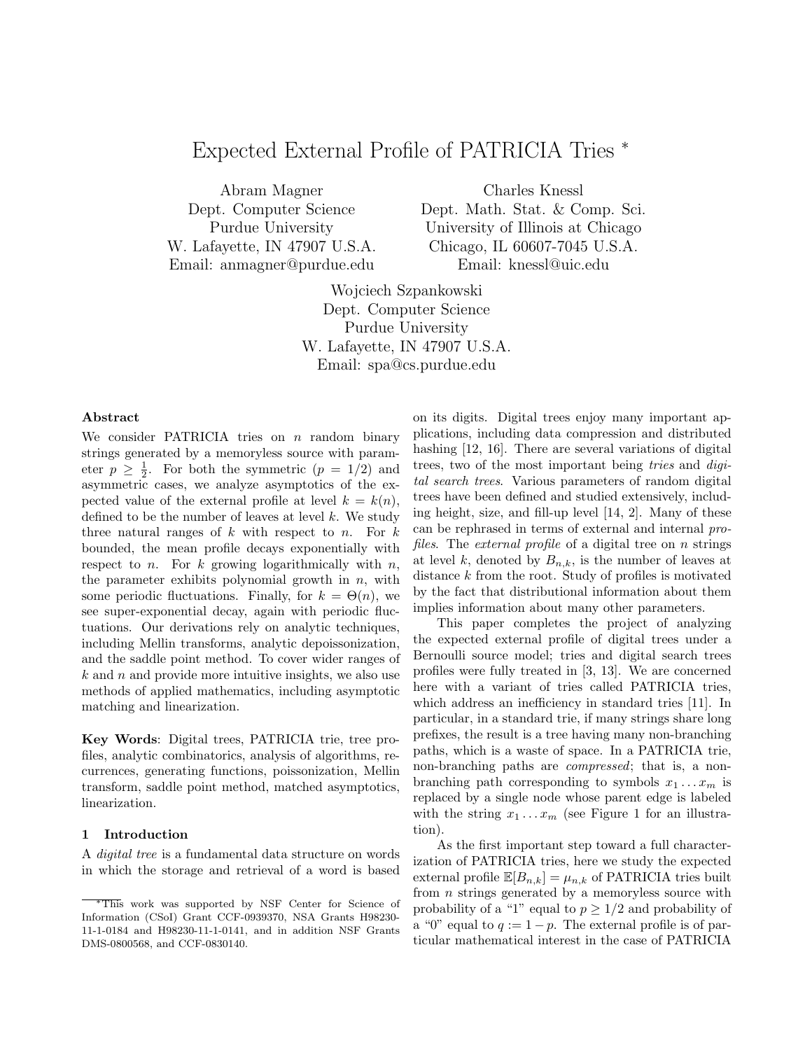# Expected External Profile of PATRICIA Tries [*]

Abram Magner
Dept. Computer Science
Purdue University
W. Lafayette, IN 47907 U.S.A.
Email: anmagner@purdue.edu

Charles Knessl
Dept. Math. Stat. & Comp. Sci.
University of Illinois at Chicago
Chicago, IL 60607-7045 U.S.A.
Email: knessl@uic.edu

Wojciech Szpankowski
Dept. Computer Science
Purdue University
W. Lafayette, IN 47907 U.S.A.
Email: spa@cs.purdue.edu

### Abstract

We consider PATRICIA tries on $n$ random binary strings generated by a memoryless source with parameter $p \geq \frac{1}{2}$. For both the symmetric ($p = 1/2$) and asymmetric cases, we analyze asymptotics of the expected value of the external profile at level $k = k(n)$, defined to be the number of leaves at level $k$. We study three natural ranges of $k$ with respect to $n$. For $k$ bounded, the mean profile decays exponentially with respect to $n$. For $k$ growing logarithmically with $n$, the parameter exhibits polynomial growth in $n$, with some periodic fluctuations. Finally, for $k = \Theta(n)$, we see super-exponential decay, again with periodic fluctuations. Our derivations rely on analytic techniques, including Mellin transforms, analytic depoissonization, and the saddle point method. To cover wider ranges of $k$ and $n$ and provide more intuitive insights, we also use methods of applied mathematics, including asymptotic matching and linearization.

**Key Words**: Digital trees, PATRICIA trie, tree profiles, analytic combinatorics, analysis of algorithms, recurrences, generating functions, poissonization, Mellin transform, saddle point method, matched asymptotics, linearization.

## 1 Introduction

A *digital tree* is a fundamental data structure on words in which the storage and retrieval of a word is based on its digits. Digital trees enjoy many important applications, including data compression and distributed hashing [12, 16]. There are several variations of digital trees, two of the most important being *tries* and *digital search trees*. Various parameters of random digital trees have been defined and studied extensively, including height, size, and fill-up level [14, 2]. Many of these can be rephrased in terms of external and internal *profiles*. The *external profile* of a digital tree on $n$ strings at level $k$, denoted by $B_{n,k}$, is the number of leaves at distance $k$ from the root. Study of profiles is motivated by the fact that distributional information about them implies information about many other parameters.

This paper completes the project of analyzing the expected external profile of digital trees under a Bernoulli source model; tries and digital search trees profiles were fully treated in [3, 13]. We are concerned here with a variant of tries called PATRICIA tries, which address an inefficiency in standard tries [11]. In particular, in a standard trie, if many strings share long prefixes, the result is a tree having many non-branching paths, which is a waste of space. In a PATRICIA trie, non-branching paths are *compressed*; that is, a non-branching path corresponding to symbols $x_1 \ldots x_m$ is replaced by a single node whose parent edge is labeled with the string $x_1 \ldots x_m$ (see Figure 1 for an illustration).

As the first important step toward a full characterization of PATRICIA tries, here we study the expected external profile $\mathbb{E}[B_{n,k}] = \mu_{n,k}$ of PATRICIA tries built from $n$ strings generated by a memoryless source with probability of a "1" equal to $p \geq 1/2$ and probability of a "0" equal to $q := 1 - p$. The external profile is of particular mathematical interest in the case of PATRICIA

[*] This work was supported by NSF Center for Science of Information (CSoI) Grant CCF-0939370, NSA Grants H98230-11-1-0184 and H98230-11-1-0141, and in addition NSF Grants DMS-0800568, and CCF-0830140.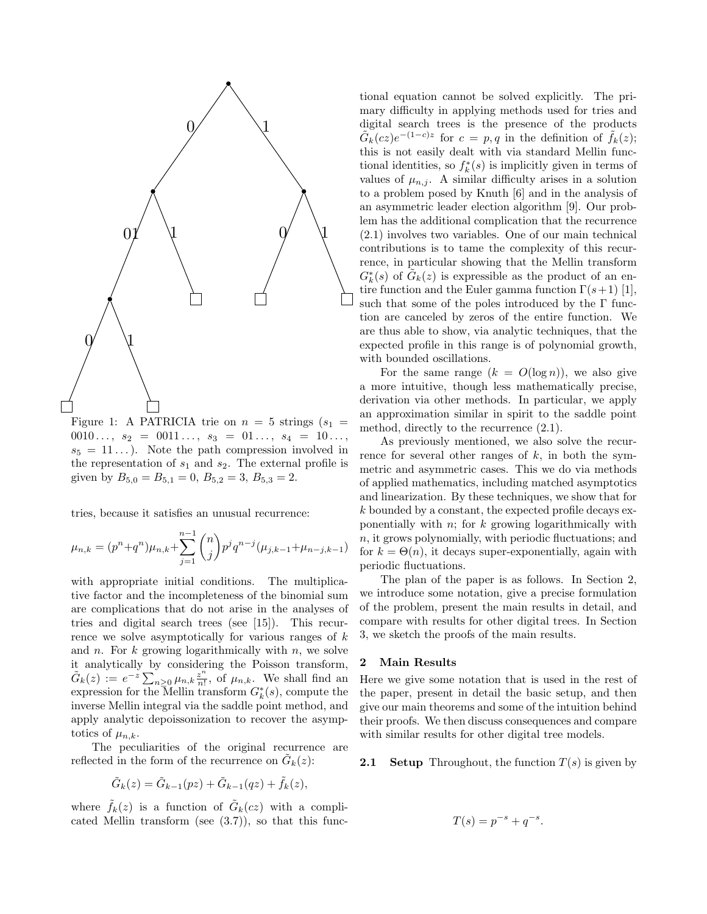Figure 1: A PATRICIA trie on $n = 5$ strings ($s_1 = 0010\ldots$, $s_2 = 0011\ldots$, $s_3 = 01\ldots$, $s_4 = 10\ldots$, $s_5 = 11\ldots$). Note the path compression involved in the representation of $s_1$ and $s_2$. The external profile is given by $B_{5,0} = B_{5,1} = 0$, $B_{5,2} = 3$, $B_{5,3} = 2$.

tries, because it satisfies an unusual recurrence:

$$\mu_{n,k} = (p^n+q^n)\mu_{n,k}+\sum_{j=1}^{n-1}\binom{n}{j}p^j q^{n-j}(\mu_{j,k-1}+\mu_{n-j,k-1})$$

with appropriate initial conditions. The multiplicative factor and the incompleteness of the binomial sum are complications that do not arise in the analyses of tries and digital search trees (see [15]). This recurrence we solve asymptotically for various ranges of $k$ and $n$. For $k$ growing logarithmically with $n$, we solve it analytically by considering the Poisson transform, $\tilde{G}_k(z) := e^{-z}\sum_{n\geq 0}\mu_{n,k}\frac{z^n}{n!}$, of $\mu_{n,k}$. We shall find an expression for the Mellin transform $G_k^*(s)$, compute the inverse Mellin integral via the saddle point method, and apply analytic depoissonization to recover the asymptotics of $\mu_{n,k}$.

The peculiarities of the original recurrence are reflected in the form of the recurrence on $\tilde{G}_k(z)$:

$$\tilde{G}_k(z) = \tilde{G}_{k-1}(pz) + \tilde{G}_{k-1}(qz) + \tilde{f}_k(z),$$

where $\tilde{f}_k(z)$ is a function of $\tilde{G}_k(cz)$ with a complicated Mellin transform (see (3.7)), so that this functional equation cannot be solved explicitly. The primary difficulty in applying methods used for tries and digital search trees is the presence of the products $\tilde{G}_k(cz)e^{-(1-c)z}$ for $c = p, q$ in the definition of $\tilde{f}_k(z)$; this is not easily dealt with via standard Mellin functional identities, so $f_k^*(s)$ is implicitly given in terms of values of $\mu_{n,j}$. A similar difficulty arises in a solution to a problem posed by Knuth [6] and in the analysis of an asymmetric leader election algorithm [9]. Our problem has the additional complication that the recurrence (2.1) involves two variables. One of our main technical contributions is to tame the complexity of this recurrence, in particular showing that the Mellin transform $G_k^*(s)$ of $\tilde{G}_k(z)$ is expressible as the product of an entire function and the Euler gamma function $\Gamma(s+1)$ [1], such that some of the poles introduced by the $\Gamma$ function are canceled by zeros of the entire function. We are thus able to show, via analytic techniques, that the expected profile in this range is of polynomial growth, with bounded oscillations.

For the same range ($k = O(\log n)$), we also give a more intuitive, though less mathematically precise, derivation via other methods. In particular, we apply an approximation similar in spirit to the saddle point method, directly to the recurrence (2.1).

As previously mentioned, we also solve the recurrence for several other ranges of $k$, in both the symmetric and asymmetric cases. This we do via methods of applied mathematics, including matched asymptotics and linearization. By these techniques, we show that for $k$ bounded by a constant, the expected profile decays exponentially with $n$; for $k$ growing logarithmically with $n$, it grows polynomially, with periodic fluctuations; and for $k = \Theta(n)$, it decays super-exponentially, again with periodic fluctuations.

The plan of the paper is as follows. In Section 2, we introduce some notation, give a precise formulation of the problem, present the main results in detail, and compare with results for other digital trees. In Section 3, we sketch the proofs of the main results.

## 2 Main Results

Here we give some notation that is used in the rest of the paper, present in detail the basic setup, and then give our main theorems and some of the intuition behind their proofs. We then discuss consequences and compare with similar results for other digital tree models.

**2.1 Setup** Throughout, the function $T(s)$ is given by

$$T(s) = p^{-s} + q^{-s}.$$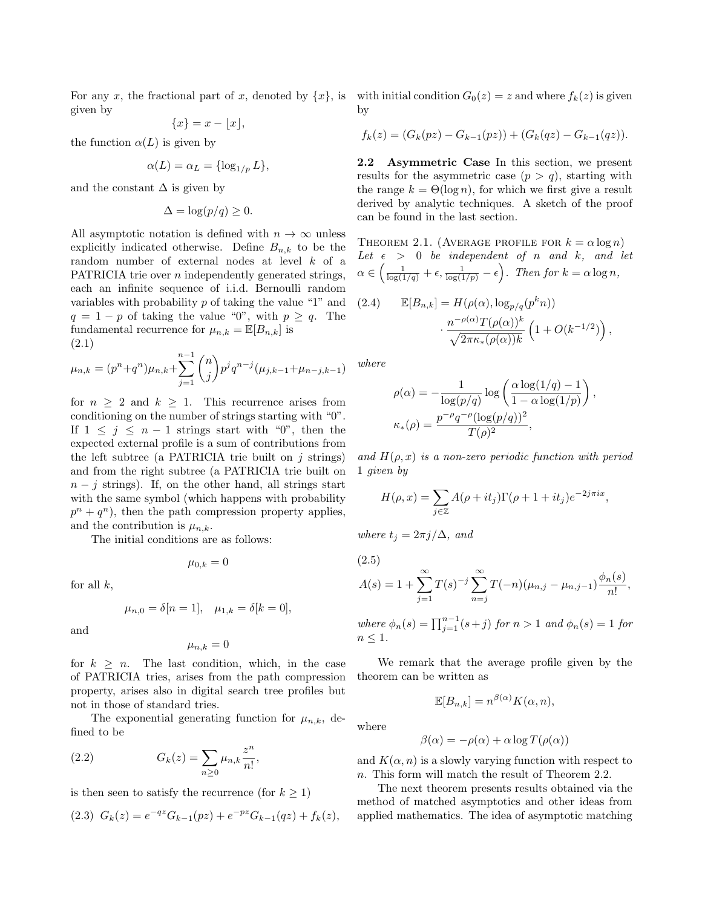For any $x$, the fractional part of $x$, denoted by $\{x\}$, is given by

$$\{x\} = x - \lfloor x \rfloor,$$

the function $\alpha(L)$ is given by

$$\alpha(L) = \alpha_L = \{\log_{1/p} L\},$$

and the constant $\Delta$ is given by

$$\Delta = \log(p/q) \geq 0.$$

All asymptotic notation is defined with $n \to \infty$ unless explicitly indicated otherwise. Define $B_{n,k}$ to be the random number of external nodes at level $k$ of a PATRICIA trie over $n$ independently generated strings, each an infinite sequence of i.i.d. Bernoulli random variables with probability $p$ of taking the value "1" and $q = 1 - p$ of taking the value "0", with $p \geq q$. The fundamental recurrence for $\mu_{n,k} = \mathbb{E}[B_{n,k}]$ is

(2.1)

$$\mu_{n,k} = (p^n + q^n)\mu_{n,k} + \sum_{j=1}^{n-1} \binom{n}{j} p^j q^{n-j} (\mu_{j,k-1} + \mu_{n-j,k-1})$$

for $n \geq 2$ and $k \geq 1$. This recurrence arises from conditioning on the number of strings starting with "0". If $1 \leq j \leq n-1$ strings start with "0", then the expected external profile is a sum of contributions from the left subtree (a PATRICIA trie built on $j$ strings) and from the right subtree (a PATRICIA trie built on $n-j$ strings). If, on the other hand, all strings start with the same symbol (which happens with probability $p^n + q^n$), then the path compression property applies, and the contribution is $\mu_{n,k}$.

The initial conditions are as follows:

$$\mu_{0,k} = 0$$

for all $k$,

$$\mu_{n,0} = \delta[n = 1], \quad \mu_{1,k} = \delta[k = 0],$$

and

$$\mu_{n,k} = 0$$

for $k \geq n$. The last condition, which, in the case of PATRICIA tries, arises from the path compression property, arises also in digital search tree profiles but not in those of standard tries.

The exponential generating function for $\mu_{n,k}$, defined to be

$$G_k(z) = \sum_{n \geq 0} \mu_{n,k} \frac{z^n}{n!}, \tag{2.2}$$

is then seen to satisfy the recurrence (for $k \geq 1$)

$$G_k(z) = e^{-qz} G_{k-1}(pz) + e^{-pz} G_{k-1}(qz) + f_k(z), \tag{2.3}$$

with initial condition $G_0(z) = z$ and where $f_k(z)$ is given by

$$f_k(z) = (G_k(pz) - G_{k-1}(pz)) + (G_k(qz) - G_{k-1}(qz)).$$

**2.2 Asymmetric Case** In this section, we present results for the asymmetric case ($p > q$), starting with the range $k = \Theta(\log n)$, for which we first give a result derived by analytic techniques. A sketch of the proof can be found in the last section.

**Theorem 2.1.** (Average profile for $k = \alpha \log n$) *Let $\epsilon > 0$ be independent of $n$ and $k$, and let $\alpha \in \left(\frac{1}{\log(1/q)} + \epsilon, \frac{1}{\log(1/p)} - \epsilon\right)$. Then for $k = \alpha \log n$,*

$$\mathbb{E}[B_{n,k}] = H(\rho(\alpha), \log_{p/q}(p^k n)) \cdot \frac{n^{-\rho(\alpha)} T(\rho(\alpha))^k}{\sqrt{2\pi \kappa_*(\rho(\alpha)) k}} \left(1 + O(k^{-1/2})\right), \tag{2.4}$$

*where*

$$\rho(\alpha) = -\frac{1}{\log(p/q)} \log\left(\frac{\alpha \log(1/q) - 1}{1 - \alpha \log(1/p)}\right),$$

$$\kappa_*(\rho) = \frac{p^{-\rho} q^{-\rho} (\log(p/q))^2}{T(\rho)^2},$$

*and $H(\rho, x)$ is a non-zero periodic function with period 1 given by*

$$H(\rho, x) = \sum_{j \in \mathbb{Z}} A(\rho + it_j) \Gamma(\rho + 1 + it_j) e^{-2j\pi i x},$$

*where $t_j = 2\pi j/\Delta$, and*

$$A(s) = 1 + \sum_{j=1}^{\infty} T(s)^{-j} \sum_{n=j}^{\infty} T(-n)(\mu_{n,j} - \mu_{n,j-1}) \frac{\phi_n(s)}{n!}, \tag{2.5}$$

*where $\phi_n(s) = \prod_{j=1}^{n-1}(s + j)$ for $n > 1$ and $\phi_n(s) = 1$ for $n \leq 1$.*

We remark that the average profile given by the theorem can be written as

$$\mathbb{E}[B_{n,k}] = n^{\beta(\alpha)} K(\alpha, n),$$

where

$$\beta(\alpha) = -\rho(\alpha) + \alpha \log T(\rho(\alpha))$$

and $K(\alpha, n)$ is a slowly varying function with respect to $n$. This form will match the result of Theorem 2.2.

The next theorem presents results obtained via the method of matched asymptotics and other ideas from applied mathematics. The idea of asymptotic matching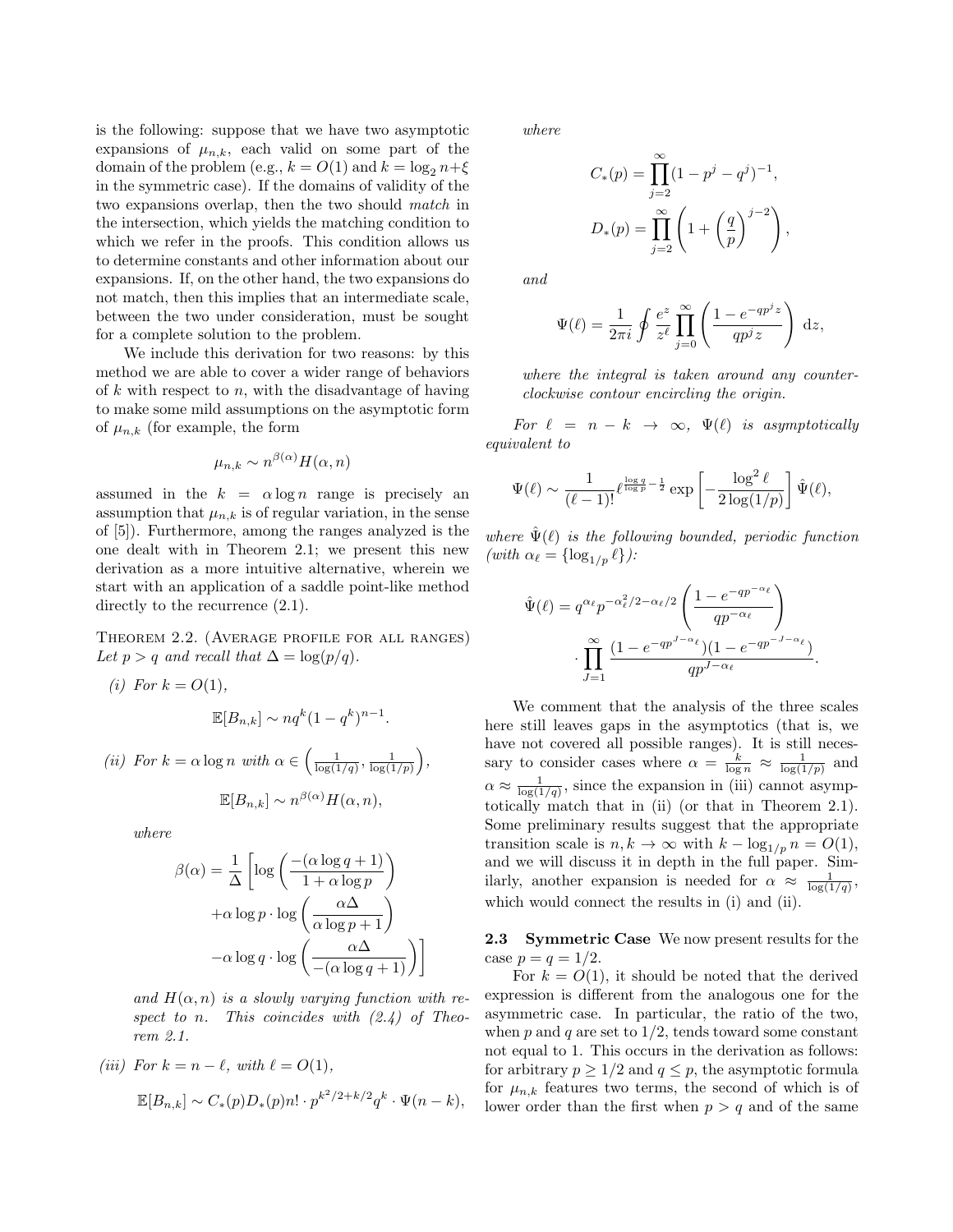is the following: suppose that we have two asymptotic expansions of $\mu_{n,k}$, each valid on some part of the domain of the problem (e.g., $k = O(1)$ and $k = \log_2 n + \xi$ in the symmetric case). If the domains of validity of the two expansions overlap, then the two should *match* in the intersection, which yields the matching condition to which we refer in the proofs. This condition allows us to determine constants and other information about our expansions. If, on the other hand, the two expansions do not match, then this implies that an intermediate scale, between the two under consideration, must be sought for a complete solution to the problem.

We include this derivation for two reasons: by this method we are able to cover a wider range of behaviors of $k$ with respect to $n$, with the disadvantage of having to make some mild assumptions on the asymptotic form of $\mu_{n,k}$ (for example, the form

$$\mu_{n,k} \sim n^{\beta(\alpha)} H(\alpha, n)$$

assumed in the $k = \alpha \log n$ range is precisely an assumption that $\mu_{n,k}$ is of regular variation, in the sense of [5]). Furthermore, among the ranges analyzed is the one dealt with in Theorem 2.1; we present this new derivation as a more intuitive alternative, wherein we start with an application of a saddle point-like method directly to the recurrence (2.1).

Theorem 2.2. (Average profile for all ranges) *Let $p > q$ and recall that $\Delta = \log(p/q)$.*

*(i) For $k = O(1)$,*

$$\mathbb{E}[B_{n,k}] \sim nq^k(1-q^k)^{n-1}.$$

*(ii) For $k = \alpha \log n$ with $\alpha \in \left(\frac{1}{\log(1/q)}, \frac{1}{\log(1/p)}\right)$,*

$$\mathbb{E}[B_{n,k}] \sim n^{\beta(\alpha)} H(\alpha, n),$$

*where*

$$\begin{aligned}\beta(\alpha) = \frac{1}{\Delta}\bigg[&\log\left(\frac{-(\alpha \log q + 1)}{1 + \alpha \log p}\right) \\ &+ \alpha \log p \cdot \log\left(\frac{\alpha\Delta}{\alpha \log p + 1}\right) \\ &- \alpha \log q \cdot \log\left(\frac{\alpha\Delta}{-(\alpha \log q + 1)}\right)\bigg]\end{aligned}$$

*and $H(\alpha, n)$ is a slowly varying function with respect to $n$. This coincides with (2.4) of Theorem 2.1.*

*(iii) For $k = n - \ell$, with $\ell = O(1)$,*

$$\mathbb{E}[B_{n,k}] \sim C_*(p)D_*(p)n! \cdot p^{k^2/2+k/2}q^k \cdot \Psi(n-k),$$

*where*

$$C_*(p) = \prod_{j=2}^{\infty}(1 - p^j - q^j)^{-1},$$

$$D_*(p) = \prod_{j=2}^{\infty}\left(1 + \left(\frac{q}{p}\right)^{j-2}\right),$$

*and*

$$\Psi(\ell) = \frac{1}{2\pi i}\oint \frac{e^z}{z^\ell}\prod_{j=0}^{\infty}\left(\frac{1 - e^{-qp^j z}}{qp^j z}\right) \mathrm{d}z,$$

*where the integral is taken around any counter-clockwise contour encircling the origin.*

*For $\ell = n - k \to \infty$, $\Psi(\ell)$ is asymptotically equivalent to*

$$\Psi(\ell) \sim \frac{1}{(\ell-1)!}\ell^{\frac{\log q}{\log p} - \frac{1}{2}} \exp\left[-\frac{\log^2 \ell}{2\log(1/p)}\right]\hat{\Psi}(\ell),$$

*where $\hat{\Psi}(\ell)$ is the following bounded, periodic function (with $\alpha_\ell = \{\log_{1/p} \ell\}$):*

$$\begin{aligned}\hat{\Psi}(\ell) = q^{\alpha_\ell}p^{-\alpha_\ell^2/2-\alpha_\ell/2}&\left(\frac{1 - e^{-qp^{-\alpha_\ell}}}{qp^{-\alpha_\ell}}\right) \\ &\cdot \prod_{J=1}^{\infty}\frac{(1 - e^{-qp^{J-\alpha_\ell}})(1 - e^{-qp^{-J-\alpha_\ell}})}{qp^{J-\alpha_\ell}}.\end{aligned}$$

We comment that the analysis of the three scales here still leaves gaps in the asymptotics (that is, we have not covered all possible ranges). It is still necessary to consider cases where $\alpha = \frac{k}{\log n} \approx \frac{1}{\log(1/p)}$ and $\alpha \approx \frac{1}{\log(1/q)}$, since the expansion in (iii) cannot asymptotically match that in (ii) (or that in Theorem 2.1). Some preliminary results suggest that the appropriate transition scale is $n, k \to \infty$ with $k - \log_{1/p} n = O(1)$, and we will discuss it in depth in the full paper. Similarly, another expansion is needed for $\alpha \approx \frac{1}{\log(1/q)}$, which would connect the results in (i) and (ii).

### 2.3 Symmetric Case

We now present results for the case $p = q = 1/2$.

For $k = O(1)$, it should be noted that the derived expression is different from the analogous one for the asymmetric case. In particular, the ratio of the two, when $p$ and $q$ are set to $1/2$, tends toward some constant not equal to 1. This occurs in the derivation as follows: for arbitrary $p \geq 1/2$ and $q \leq p$, the asymptotic formula for $\mu_{n,k}$ features two terms, the second of which is of lower order than the first when $p > q$ and of the same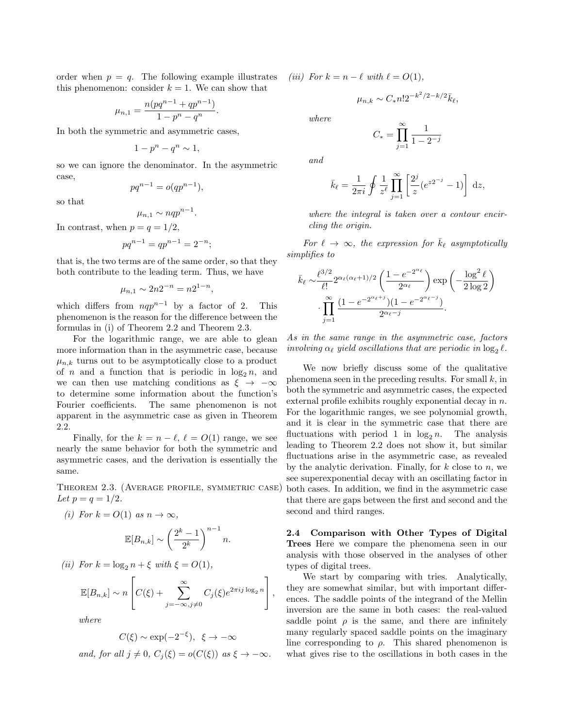order when $p = q$. The following example illustrates this phenomenon: consider $k = 1$. We can show that

$$\mu_{n,1} = \frac{n(pq^{n-1} + qp^{n-1})}{1 - p^n - q^n}.$$

In both the symmetric and asymmetric cases,

$$1 - p^n - q^n \sim 1,$$

so we can ignore the denominator. In the asymmetric case,

$$pq^{n-1} = o(qp^{n-1}),$$

so that

$$\mu_{n,1} \sim nqp^{n-1}.$$

In contrast, when $p = q = 1/2$,

$$pq^{n-1} = qp^{n-1} = 2^{-n};$$

that is, the two terms are of the same order, so that they both contribute to the leading term. Thus, we have

$$\mu_{n,1} \sim 2n2^{-n} = n2^{1-n},$$

which differs from $nqp^{n-1}$ by a factor of 2. This phenomenon is the reason for the difference between the formulas in (i) of Theorem 2.2 and Theorem 2.3.

For the logarithmic range, we are able to glean more information than in the asymmetric case, because $\mu_{n,k}$ turns out to be asymptotically close to a product of $n$ and a function that is periodic in $\log_2 n$, and we can then use matching conditions as $\xi \to -\infty$ to determine some information about the function's Fourier coefficients. The same phenomenon is not apparent in the asymmetric case as given in Theorem 2.2.

Finally, for the $k = n - \ell$, $\ell = O(1)$ range, we see nearly the same behavior for both the symmetric and asymmetric cases, and the derivation is essentially the same.

Theorem 2.3. (Average profile, symmetric case) *Let $p = q = 1/2$.*

*(i) For $k = O(1)$ as $n \to \infty$,*

$$\mathbb{E}[B_{n,k}] \sim \left(\frac{2^k - 1}{2^k}\right)^{n-1} n.$$

*(ii) For $k = \log_2 n + \xi$ with $\xi = O(1)$,*

$$\mathbb{E}[B_{n,k}] \sim n\left[C(\xi) + \sum_{j=-\infty, j\neq 0}^{\infty} C_j(\xi) e^{2\pi i j \log_2 n}\right],$$

*where*

$$C(\xi) \sim \exp(-2^{-\xi}), \quad \xi \to -\infty$$

*and, for all $j \neq 0$, $C_j(\xi) = o(C(\xi))$ as $\xi \to -\infty$.*

*(iii) For $k = n - \ell$ with $\ell = O(1)$,*

$$\mu_{n,k} \sim C_* n! 2^{-k^2/2 - k/2} \bar{k}_\ell,$$

*where*

$$C_* = \prod_{j=1}^{\infty} \frac{1}{1 - 2^{-j}}$$

*and*

$$\bar{k}_\ell = \frac{1}{2\pi i} \oint \frac{1}{z^\ell} \prod_{j=1}^{\infty} \left[\frac{2^j}{z}(e^{z2^{-j}} - 1)\right] \,\mathrm{d}z,$$

*where the integral is taken over a contour encircling the origin.*

*For $\ell \to \infty$, the expression for $\bar{k}_\ell$ asymptotically simplifies to*

$$\bar{k}_\ell \sim \frac{\ell^{3/2}}{\ell!} 2^{\alpha_\ell(\alpha_\ell+1)/2} \left(\frac{1 - e^{-2^{\alpha_\ell}}}{2^{\alpha_\ell}}\right) \exp\left(-\frac{\log^2 \ell}{2\log 2}\right) \cdot \prod_{j=1}^{\infty} \frac{(1 - e^{-2^{\alpha_\ell + j}})(1 - e^{-2^{\alpha_\ell - j}})}{2^{\alpha_\ell - j}}.$$

*As in the same range in the asymmetric case, factors involving $\alpha_\ell$ yield oscillations that are periodic in $\log_2 \ell$.*

We now briefly discuss some of the qualitative phenomena seen in the preceding results. For small $k$, in both the symmetric and asymmetric cases, the expected external profile exhibits roughly exponential decay in $n$. For the logarithmic ranges, we see polynomial growth, and it is clear in the symmetric case that there are fluctuations with period 1 in $\log_2 n$. The analysis leading to Theorem 2.2 does not show it, but similar fluctuations arise in the asymmetric case, as revealed by the analytic derivation. Finally, for $k$ close to $n$, we see superexponential decay with an oscillating factor in both cases. In addition, we find in the asymmetric case that there are gaps between the first and second and the second and third ranges.

**2.4 Comparison with Other Types of Digital Trees** Here we compare the phenomena seen in our analysis with those observed in the analyses of other types of digital trees.

We start by comparing with tries. Analytically, they are somewhat similar, but with important differences. The saddle points of the integrand of the Mellin inversion are the same in both cases: the real-valued saddle point $\rho$ is the same, and there are infinitely many regularly spaced saddle points on the imaginary line corresponding to $\rho$. This shared phenomenon is what gives rise to the oscillations in both cases in the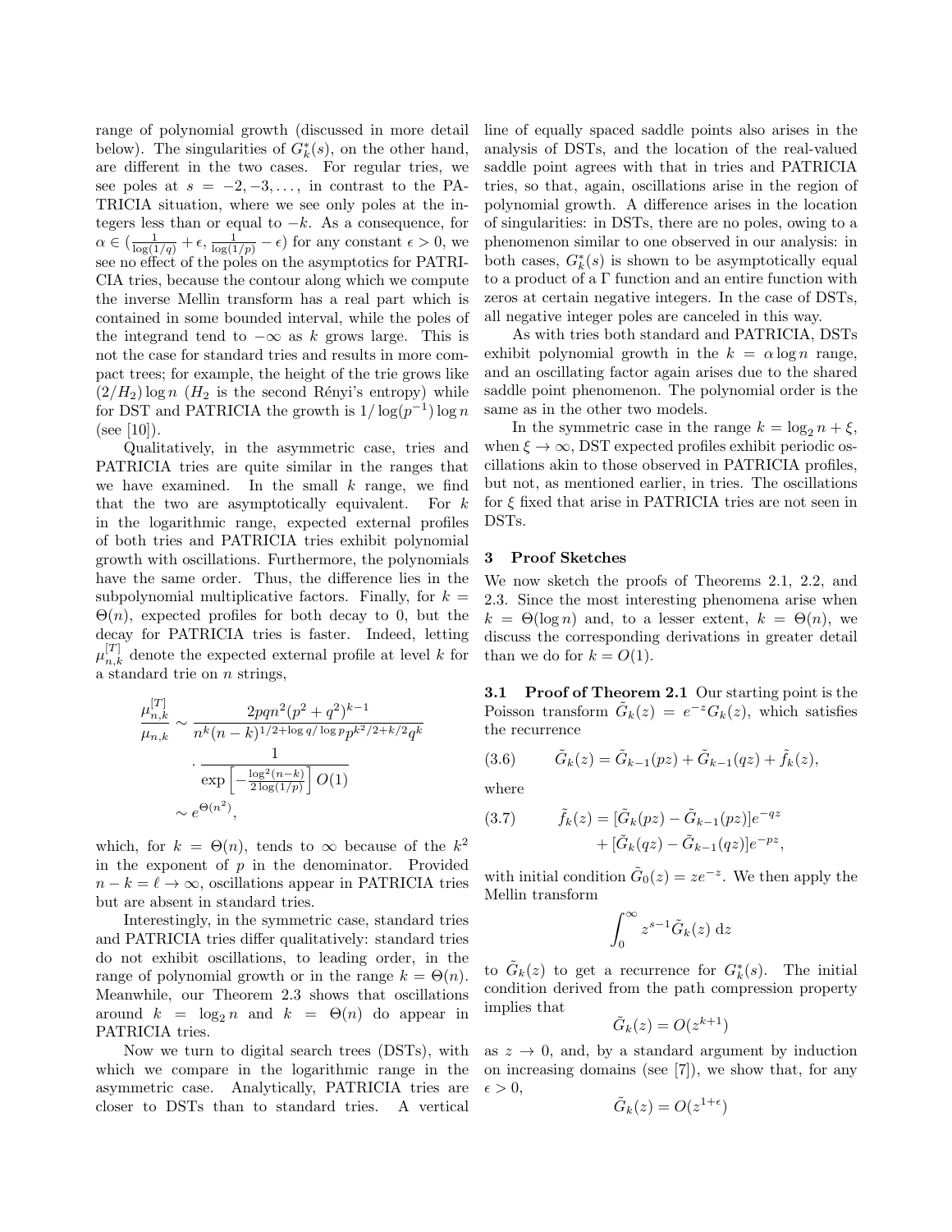range of polynomial growth (discussed in more detail below). The singularities of $G_k^*(s)$, on the other hand, are different in the two cases. For regular tries, we see poles at $s = -2, -3, \ldots$, in contrast to the PATRICIA situation, where we see only poles at the integers less than or equal to $-k$. As a consequence, for $\alpha \in (\frac{1}{\log(1/q)} + \epsilon, \frac{1}{\log(1/p)} - \epsilon)$ for any constant $\epsilon > 0$, we see no effect of the poles on the asymptotics for PATRICIA tries, because the contour along which we compute the inverse Mellin transform has a real part which is contained in some bounded interval, while the poles of the integrand tend to $-\infty$ as $k$ grows large. This is not the case for standard tries and results in more compact trees; for example, the height of the trie grows like $(2/H_2)\log n$ ($H_2$ is the second Rényi's entropy) while for DST and PATRICIA the growth is $1/\log(p^{-1})\log n$ (see [10]).

Qualitatively, in the asymmetric case, tries and PATRICIA tries are quite similar in the ranges that we have examined. In the small $k$ range, we find that the two are asymptotically equivalent. For $k$ in the logarithmic range, expected external profiles of both tries and PATRICIA tries exhibit polynomial growth with oscillations. Furthermore, the polynomials have the same order. Thus, the difference lies in the subpolynomial multiplicative factors. Finally, for $k = \Theta(n)$, expected profiles for both decay to 0, but the decay for PATRICIA tries is faster. Indeed, letting $\mu_{n,k}^{[T]}$ denote the expected external profile at level $k$ for a standard trie on $n$ strings,

$$
\begin{aligned}
\frac{\mu_{n,k}^{[T]}}{\mu_{n,k}} &\sim \frac{2pqn^2(p^2+q^2)^{k-1}}{n^k(n-k)^{1/2+\log q/\log p}p^{k^2/2+k/2}q^k} \\
&\quad \cdot \frac{1}{\exp\left[-\frac{\log^2(n-k)}{2\log(1/p)}\right]O(1)} \\
&\sim e^{\Theta(n^2)},
\end{aligned}
$$

which, for $k = \Theta(n)$, tends to $\infty$ because of the $k^2$ in the exponent of $p$ in the denominator. Provided $n - k = \ell \to \infty$, oscillations appear in PATRICIA tries but are absent in standard tries.

Interestingly, in the symmetric case, standard tries and PATRICIA tries differ qualitatively: standard tries do not exhibit oscillations, to leading order, in the range of polynomial growth or in the range $k = \Theta(n)$. Meanwhile, our Theorem 2.3 shows that oscillations around $k = \log_2 n$ and $k = \Theta(n)$ do appear in PATRICIA tries.

Now we turn to digital search trees (DSTs), with which we compare in the logarithmic range in the asymmetric case. Analytically, PATRICIA tries are closer to DSTs than to standard tries. A vertical line of equally spaced saddle points also arises in the analysis of DSTs, and the location of the real-valued saddle point agrees with that in tries and PATRICIA tries, so that, again, oscillations arise in the region of polynomial growth. A difference arises in the location of singularities: in DSTs, there are no poles, owing to a phenomenon similar to one observed in our analysis: in both cases, $G_k^*(s)$ is shown to be asymptotically equal to a product of a $\Gamma$ function and an entire function with zeros at certain negative integers. In the case of DSTs, all negative integer poles are canceled in this way.

As with tries both standard and PATRICIA, DSTs exhibit polynomial growth in the $k = \alpha \log n$ range, and an oscillating factor again arises due to the shared saddle point phenomenon. The polynomial order is the same as in the other two models.

In the symmetric case in the range $k = \log_2 n + \xi$, when $\xi \to \infty$, DST expected profiles exhibit periodic oscillations akin to those observed in PATRICIA profiles, but not, as mentioned earlier, in tries. The oscillations for $\xi$ fixed that arise in PATRICIA tries are not seen in DSTs.

## 3 Proof Sketches

We now sketch the proofs of Theorems 2.1, 2.2, and 2.3. Since the most interesting phenomena arise when $k = \Theta(\log n)$ and, to a lesser extent, $k = \Theta(n)$, we discuss the corresponding derivations in greater detail than we do for $k = O(1)$.

**3.1 Proof of Theorem 2.1** Our starting point is the Poisson transform $\tilde{G}_k(z) = e^{-z}G_k(z)$, which satisfies the recurrence

$$
(3.6) \qquad \tilde{G}_k(z) = \tilde{G}_{k-1}(pz) + \tilde{G}_{k-1}(qz) + \tilde{f}_k(z),
$$

where

$$
\begin{aligned}
(3.7) \qquad \tilde{f}_k(z) &= [\tilde{G}_k(pz) - \tilde{G}_{k-1}(pz)]e^{-qz} \\
&\quad + [\tilde{G}_k(qz) - \tilde{G}_{k-1}(qz)]e^{-pz},
\end{aligned}
$$

with initial condition $\tilde{G}_0(z) = ze^{-z}$. We then apply the Mellin transform

$$
\int_0^\infty z^{s-1}\tilde{G}_k(z)\, \mathrm{d}z
$$

to $\tilde{G}_k(z)$ to get a recurrence for $G_k^*(s)$. The initial condition derived from the path compression property implies that

$$
\tilde{G}_k(z) = O(z^{k+1})
$$

as $z \to 0$, and, by a standard argument by induction on increasing domains (see [7]), we show that, for any $\epsilon > 0$,

$$
\tilde{G}_k(z) = O(z^{1+\epsilon})
$$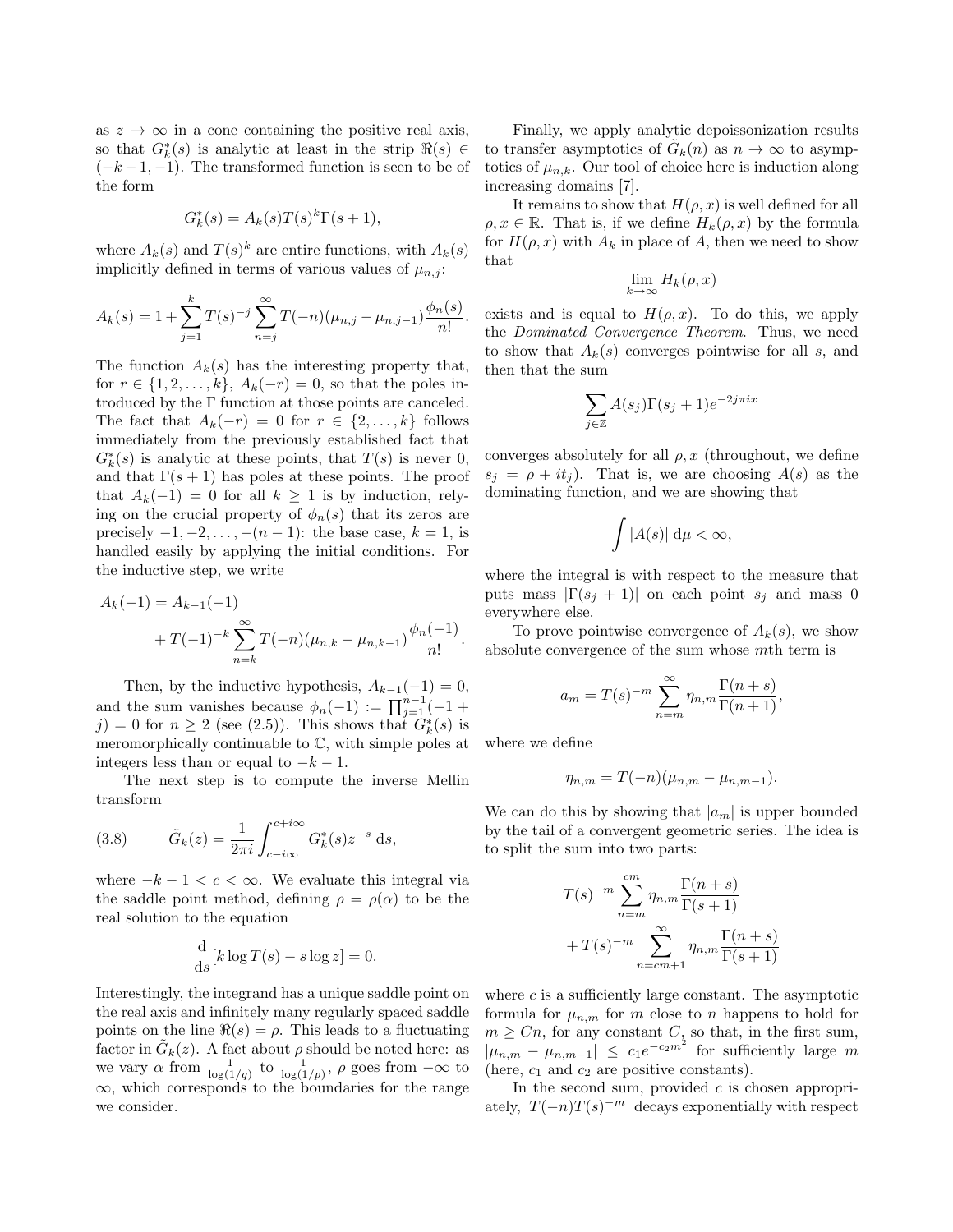as $z \to \infty$ in a cone containing the positive real axis, so that $G_k^*(s)$ is analytic at least in the strip $\Re(s) \in (-k-1, -1)$. The transformed function is seen to be of the form

$$G_k^*(s) = A_k(s)T(s)^k\Gamma(s+1),$$

where $A_k(s)$ and $T(s)^k$ are entire functions, with $A_k(s)$ implicitly defined in terms of various values of $\mu_{n,j}$:

$$A_k(s) = 1 + \sum_{j=1}^{k} T(s)^{-j} \sum_{n=j}^{\infty} T(-n)(\mu_{n,j} - \mu_{n,j-1})\frac{\phi_n(s)}{n!}.$$

The function $A_k(s)$ has the interesting property that, for $r \in \{1, 2, \ldots, k\}$, $A_k(-r) = 0$, so that the poles introduced by the $\Gamma$ function at those points are canceled. The fact that $A_k(-r) = 0$ for $r \in \{2, \ldots, k\}$ follows immediately from the previously established fact that $G_k^*(s)$ is analytic at these points, that $T(s)$ is never 0, and that $\Gamma(s+1)$ has poles at these points. The proof that $A_k(-1) = 0$ for all $k \geq 1$ is by induction, relying on the crucial property of $\phi_n(s)$ that its zeros are precisely $-1, -2, \ldots, -(n-1)$: the base case, $k = 1$, is handled easily by applying the initial conditions. For the inductive step, we write

$$A_k(-1) = A_{k-1}(-1) + T(-1)^{-k}\sum_{n=k}^{\infty} T(-n)(\mu_{n,k} - \mu_{n,k-1})\frac{\phi_n(-1)}{n!}.$$

Then, by the inductive hypothesis, $A_{k-1}(-1) = 0$, and the sum vanishes because $\phi_n(-1) := \prod_{j=1}^{n-1}(-1 + j) = 0$ for $n \geq 2$ (see (2.5)). This shows that $G_k^*(s)$ is meromorphically continuable to $\mathbb{C}$, with simple poles at integers less than or equal to $-k-1$.

The next step is to compute the inverse Mellin transform

$$\tilde{G}_k(z) = \frac{1}{2\pi i}\int_{c-i\infty}^{c+i\infty} G_k^*(s)z^{-s}\,\mathrm{d}s, \tag{3.8}$$

where $-k-1 < c < \infty$. We evaluate this integral via the saddle point method, defining $\rho = \rho(\alpha)$ to be the real solution to the equation

$$\frac{\mathrm{d}}{\mathrm{d}s}[k \log T(s) - s \log z] = 0.$$

Interestingly, the integrand has a unique saddle point on the real axis and infinitely many regularly spaced saddle points on the line $\Re(s) = \rho$. This leads to a fluctuating factor in $\tilde{G}_k(z)$. A fact about $\rho$ should be noted here: as we vary $\alpha$ from $\frac{1}{\log(1/q)}$ to $\frac{1}{\log(1/p)}$, $\rho$ goes from $-\infty$ to $\infty$, which corresponds to the boundaries for the range we consider.

Finally, we apply analytic depoissonization results to transfer asymptotics of $\tilde{G}_k(n)$ as $n \to \infty$ to asymptotics of $\mu_{n,k}$. Our tool of choice here is induction along increasing domains [7].

It remains to show that $H(\rho, x)$ is well defined for all $\rho, x \in \mathbb{R}$. That is, if we define $H_k(\rho, x)$ by the formula for $H(\rho, x)$ with $A_k$ in place of $A$, then we need to show that

$$\lim_{k\to\infty} H_k(\rho, x)$$

exists and is equal to $H(\rho, x)$. To do this, we apply the *Dominated Convergence Theorem*. Thus, we need to show that $A_k(s)$ converges pointwise for all $s$, and then that the sum

$$\sum_{j\in\mathbb{Z}} A(s_j)\Gamma(s_j+1)e^{-2j\pi ix}$$

converges absolutely for all $\rho, x$ (throughout, we define $s_j = \rho + it_j$). That is, we are choosing $A(s)$ as the dominating function, and we are showing that

$$\int |A(s)|\,\mathrm{d}\mu < \infty,$$

where the integral is with respect to the measure that puts mass $|\Gamma(s_j+1)|$ on each point $s_j$ and mass 0 everywhere else.

To prove pointwise convergence of $A_k(s)$, we show absolute convergence of the sum whose $m$th term is

$$a_m = T(s)^{-m}\sum_{n=m}^{\infty}\eta_{n,m}\frac{\Gamma(n+s)}{\Gamma(n+1)},$$

where we define

$$\eta_{n,m} = T(-n)(\mu_{n,m} - \mu_{n,m-1}).$$

We can do this by showing that $|a_m|$ is upper bounded by the tail of a convergent geometric series. The idea is to split the sum into two parts:

$$T(s)^{-m}\sum_{n=m}^{cm}\eta_{n,m}\frac{\Gamma(n+s)}{\Gamma(s+1)} + T(s)^{-m}\sum_{n=cm+1}^{\infty}\eta_{n,m}\frac{\Gamma(n+s)}{\Gamma(s+1)}$$

where $c$ is a sufficiently large constant. The asymptotic formula for $\mu_{n,m}$ for $m$ close to $n$ happens to hold for $m \geq Cn$, for any constant $C$, so that, in the first sum, $|\mu_{n,m} - \mu_{n,m-1}| \leq c_1 e^{-c_2 m^{\frac{1}{2}}}$ for sufficiently large $m$ (here, $c_1$ and $c_2$ are positive constants).

In the second sum, provided $c$ is chosen appropriately, $|T(-n)T(s)^{-m}|$ decays exponentially with respect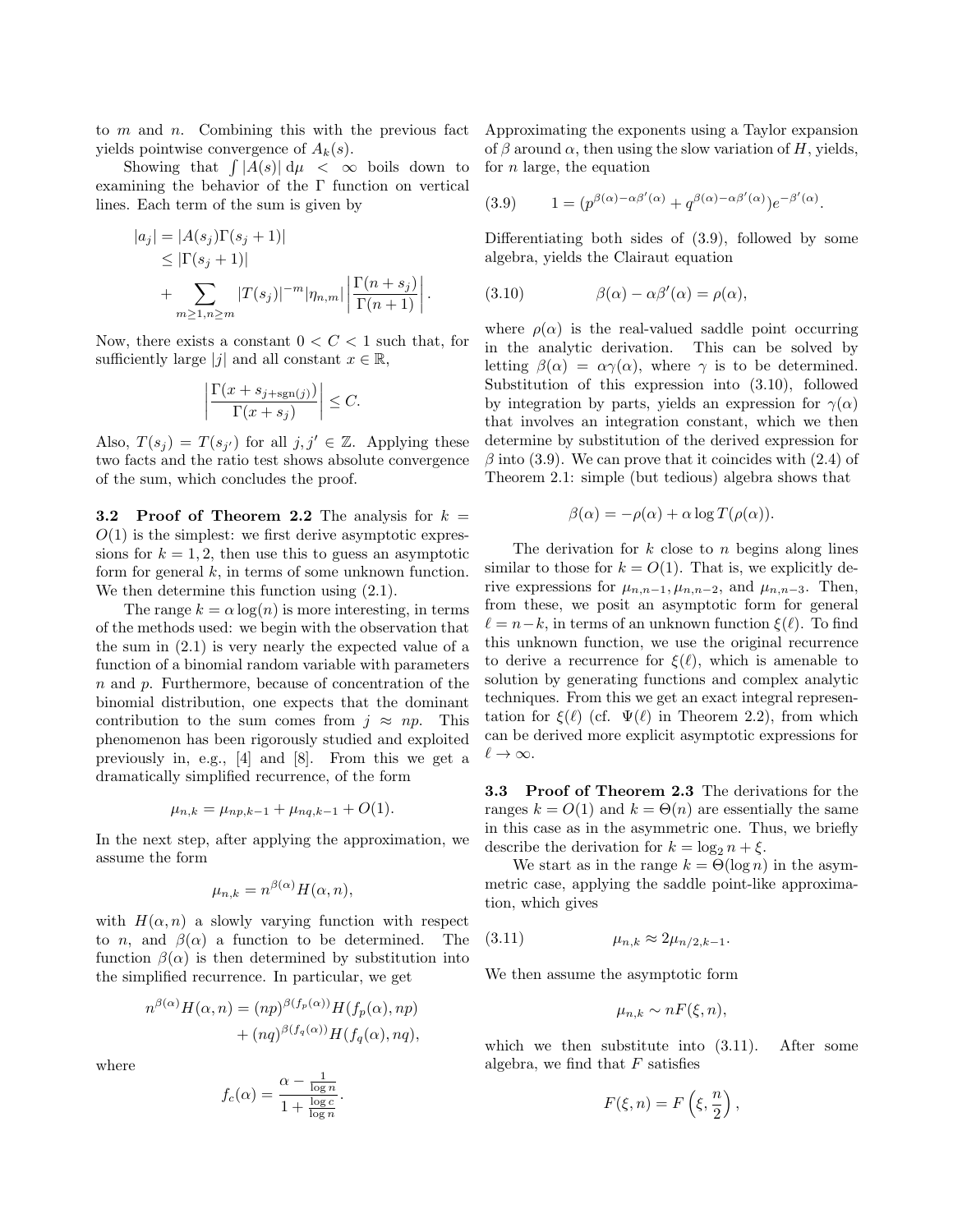to $m$ and $n$. Combining this with the previous fact yields pointwise convergence of $A_k(s)$.

Showing that $\int |A(s)| \, d\mu < \infty$ boils down to examining the behavior of the $\Gamma$ function on vertical lines. Each term of the sum is given by

$$\begin{aligned} |a_j| &= |A(s_j)\Gamma(s_j+1)| \\ &\le |\Gamma(s_j+1)| \\ &\quad + \sum_{m\ge 1, n\ge m} |T(s_j)|^{-m} |\eta_{n,m}| \left| \frac{\Gamma(n+s_j)}{\Gamma(n+1)} \right|. \end{aligned}$$

Now, there exists a constant $0 < C < 1$ such that, for sufficiently large $|j|$ and all constant $x \in \mathbb{R}$,

$$\left| \frac{\Gamma(x + s_{j+\mathrm{sgn}(j)})}{\Gamma(x+s_j)} \right| \le C.$$

Also, $T(s_j) = T(s_{j'})$ for all $j, j' \in \mathbb{Z}$. Applying these two facts and the ratio test shows absolute convergence of the sum, which concludes the proof.

**3.2 Proof of Theorem 2.2** The analysis for $k = O(1)$ is the simplest: we first derive asymptotic expressions for $k = 1, 2$, then use this to guess an asymptotic form for general $k$, in terms of some unknown function. We then determine this function using (2.1).

The range $k = \alpha \log(n)$ is more interesting, in terms of the methods used: we begin with the observation that the sum in (2.1) is very nearly the expected value of a function of a binomial random variable with parameters $n$ and $p$. Furthermore, because of concentration of the binomial distribution, one expects that the dominant contribution to the sum comes from $j \approx np$. This phenomenon has been rigorously studied and exploited previously in, e.g., [4] and [8]. From this we get a dramatically simplified recurrence, of the form

$$\mu_{n,k} = \mu_{np,k-1} + \mu_{nq,k-1} + O(1).$$

In the next step, after applying the approximation, we assume the form

$$\mu_{n,k} = n^{\beta(\alpha)} H(\alpha, n),$$

with $H(\alpha, n)$ a slowly varying function with respect to $n$, and $\beta(\alpha)$ a function to be determined. The function $\beta(\alpha)$ is then determined by substitution into the simplified recurrence. In particular, we get

$$\begin{aligned} n^{\beta(\alpha)} H(\alpha, n) &= (np)^{\beta(f_p(\alpha))} H(f_p(\alpha), np) \\ &\quad + (nq)^{\beta(f_q(\alpha))} H(f_q(\alpha), nq), \end{aligned}$$

where

$$f_c(\alpha) = \frac{\alpha - \frac{1}{\log n}}{1 + \frac{\log c}{\log n}}.$$

Approximating the exponents using a Taylor expansion of $\beta$ around $\alpha$, then using the slow variation of $H$, yields, for $n$ large, the equation

$$1 = (p^{\beta(\alpha) - \alpha\beta'(\alpha)} + q^{\beta(\alpha)-\alpha\beta'(\alpha)}) e^{-\beta'(\alpha)}. \tag{3.9}$$

Differentiating both sides of (3.9), followed by some algebra, yields the Clairaut equation

$$\beta(\alpha) - \alpha\beta'(\alpha) = \rho(\alpha), \tag{3.10}$$

where $\rho(\alpha)$ is the real-valued saddle point occurring in the analytic derivation. This can be solved by letting $\beta(\alpha) = \alpha\gamma(\alpha)$, where $\gamma$ is to be determined. Substitution of this expression into (3.10), followed by integration by parts, yields an expression for $\gamma(\alpha)$ that involves an integration constant, which we then determine by substitution of the derived expression for $\beta$ into (3.9). We can prove that it coincides with (2.4) of Theorem 2.1: simple (but tedious) algebra shows that

$$\beta(\alpha) = -\rho(\alpha) + \alpha \log T(\rho(\alpha)).$$

The derivation for $k$ close to $n$ begins along lines similar to those for $k = O(1)$. That is, we explicitly derive expressions for $\mu_{n,n-1}, \mu_{n,n-2}$, and $\mu_{n,n-3}$. Then, from these, we posit an asymptotic form for general $\ell = n-k$, in terms of an unknown function $\xi(\ell)$. To find this unknown function, we use the original recurrence to derive a recurrence for $\xi(\ell)$, which is amenable to solution by generating functions and complex analytic techniques. From this we get an exact integral representation for $\xi(\ell)$ (cf. $\Psi(\ell)$ in Theorem 2.2), from which can be derived more explicit asymptotic expressions for $\ell \to \infty$.

**3.3 Proof of Theorem 2.3** The derivations for the ranges $k = O(1)$ and $k = \Theta(n)$ are essentially the same in this case as in the asymmetric one. Thus, we briefly describe the derivation for $k = \log_2 n + \xi$.

We start as in the range $k = \Theta(\log n)$ in the asymmetric case, applying the saddle point-like approximation, which gives

$$\mu_{n,k} \approx 2\mu_{n/2,k-1}. \tag{3.11}$$

We then assume the asymptotic form

$$\mu_{n,k} \sim nF(\xi, n),$$

which we then substitute into (3.11). After some algebra, we find that $F$ satisfies

$$F(\xi, n) = F\left(\xi, \frac{n}{2}\right),$$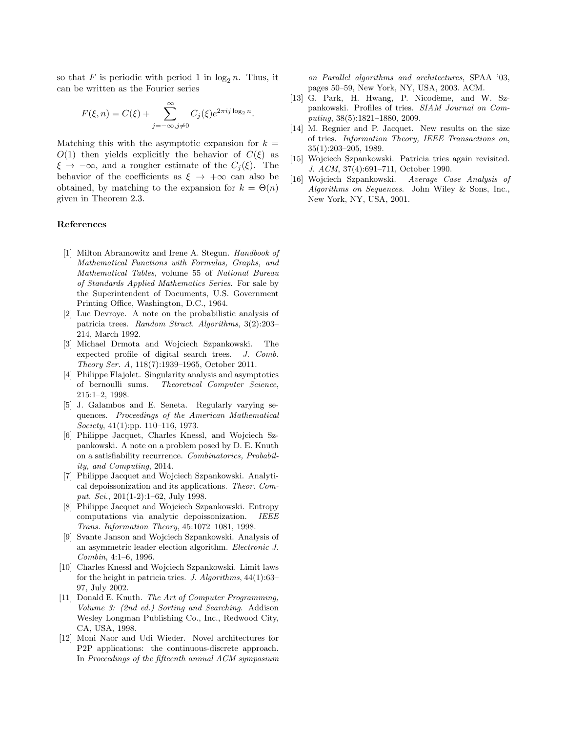so that $F$ is periodic with period 1 in $\log_2 n$. Thus, it can be written as the Fourier series

$$F(\xi, n) = C(\xi) + \sum_{j=-\infty, j\neq 0}^{\infty} C_j(\xi) e^{2\pi i j \log_2 n}.$$

Matching this with the asymptotic expansion for $k = O(1)$ then yields explicitly the behavior of $C(\xi)$ as $\xi \to -\infty$, and a rougher estimate of the $C_j(\xi)$. The behavior of the coefficients as $\xi \to +\infty$ can also be obtained, by matching to the expansion for $k = \Theta(n)$ given in Theorem 2.3.

## References

[1] Milton Abramowitz and Irene A. Stegun. *Handbook of Mathematical Functions with Formulas, Graphs, and Mathematical Tables*, volume 55 of *National Bureau of Standards Applied Mathematics Series*. For sale by the Superintendent of Documents, U.S. Government Printing Office, Washington, D.C., 1964.

[2] Luc Devroye. A note on the probabilistic analysis of patricia trees. *Random Struct. Algorithms*, 3(2):203–214, March 1992.

[3] Michael Drmota and Wojciech Szpankowski. The expected profile of digital search trees. *J. Comb. Theory Ser. A*, 118(7):1939–1965, October 2011.

[4] Philippe Flajolet. Singularity analysis and asymptotics of bernoulli sums. *Theoretical Computer Science*, 215:1–2, 1998.

[5] J. Galambos and E. Seneta. Regularly varying sequences. *Proceedings of the American Mathematical Society*, 41(1):pp. 110–116, 1973.

[6] Philippe Jacquet, Charles Knessl, and Wojciech Szpankowski. A note on a problem posed by D. E. Knuth on a satisfiability recurrence. *Combinatorics, Probability, and Computing*, 2014.

[7] Philippe Jacquet and Wojciech Szpankowski. Analytical depoissonization and its applications. *Theor. Comput. Sci.*, 201(1-2):1–62, July 1998.

[8] Philippe Jacquet and Wojciech Szpankowski. Entropy computations via analytic depoissonization. *IEEE Trans. Information Theory*, 45:1072–1081, 1998.

[9] Svante Janson and Wojciech Szpankowski. Analysis of an asymmetric leader election algorithm. *Electronic J. Combin*, 4:1–6, 1996.

[10] Charles Knessl and Wojciech Szpankowski. Limit laws for the height in patricia tries. *J. Algorithms*, 44(1):63–97, July 2002.

[11] Donald E. Knuth. *The Art of Computer Programming, Volume 3: (2nd ed.) Sorting and Searching*. Addison Wesley Longman Publishing Co., Inc., Redwood City, CA, USA, 1998.

[12] Moni Naor and Udi Wieder. Novel architectures for P2P applications: the continuous-discrete approach. In *Proceedings of the fifteenth annual ACM symposium on Parallel algorithms and architectures*, SPAA '03, pages 50–59, New York, NY, USA, 2003. ACM.

[13] G. Park, H. Hwang, P. Nicodème, and W. Szpankowski. Profiles of tries. *SIAM Journal on Computing*, 38(5):1821–1880, 2009.

[14] M. Regnier and P. Jacquet. New results on the size of tries. *Information Theory, IEEE Transactions on*, 35(1):203–205, 1989.

[15] Wojciech Szpankowski. Patricia tries again revisited. *J. ACM*, 37(4):691–711, October 1990.

[16] Wojciech Szpankowski. *Average Case Analysis of Algorithms on Sequences*. John Wiley & Sons, Inc., New York, NY, USA, 2001.